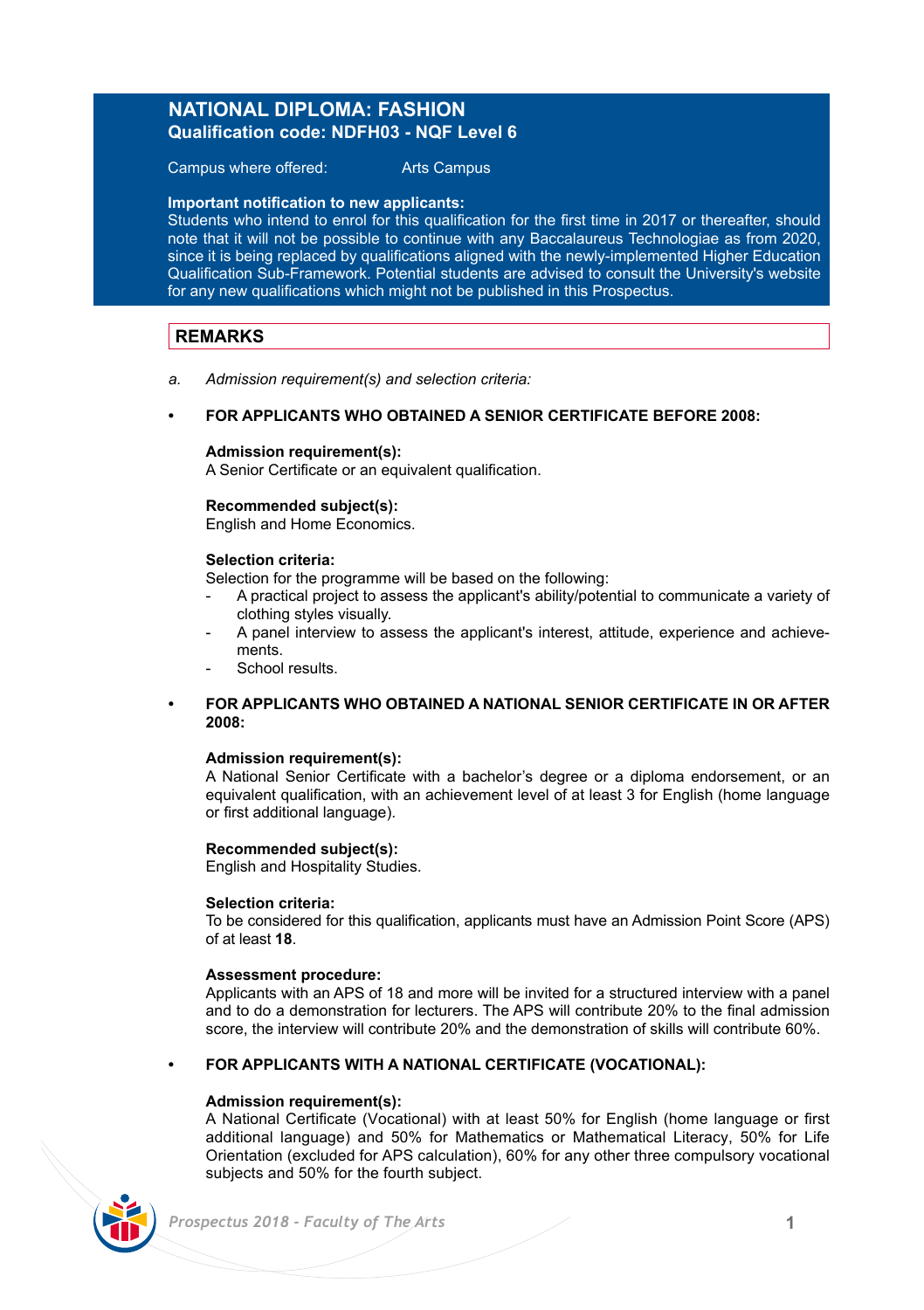# NATIONAL DIPLOMA: FASHION

## Qualification code: NDFH03 - NQF Level 6

Campus where offered: Arts Campus

**Important notification to new applicants:**
Students who intend to enrol for this qualification for the first time in 2017 or thereafter, should note that it will not be possible to continue with any Baccalaureus Technologiae as from 2020, since it is being replaced by qualifications aligned with the newly-implemented Higher Education Qualification Sub-Framework. Potential students are advised to consult the University's website for any new qualifications which might not be published in this Prospectus.

## REMARKS

a. *Admission requirement(s) and selection criteria:*

- **FOR APPLICANTS WHO OBTAINED A SENIOR CERTIFICATE BEFORE 2008:**

**Admission requirement(s):**
A Senior Certificate or an equivalent qualification.

**Recommended subject(s):**
English and Home Economics.

**Selection criteria:**
Selection for the programme will be based on the following:
- A practical project to assess the applicant's ability/potential to communicate a variety of clothing styles visually.
- A panel interview to assess the applicant's interest, attitude, experience and achievements.
- School results.

- **FOR APPLICANTS WHO OBTAINED A NATIONAL SENIOR CERTIFICATE IN OR AFTER 2008:**

**Admission requirement(s):**
A National Senior Certificate with a bachelor’s degree or a diploma endorsement, or an equivalent qualification, with an achievement level of at least 3 for English (home language or first additional language).

**Recommended subject(s):**
English and Hospitality Studies.

**Selection criteria:**
To be considered for this qualification, applicants must have an Admission Point Score (APS) of at least **18**.

**Assessment procedure:**
Applicants with an APS of 18 and more will be invited for a structured interview with a panel and to do a demonstration for lecturers. The APS will contribute 20% to the final admission score, the interview will contribute 20% and the demonstration of skills will contribute 60%.

- **FOR APPLICANTS WITH A NATIONAL CERTIFICATE (VOCATIONAL):**

**Admission requirement(s):**
A National Certificate (Vocational) with at least 50% for English (home language or first additional language) and 50% for Mathematics or Mathematical Literacy, 50% for Life Orientation (excluded for APS calculation), 60% for any other three compulsory vocational subjects and 50% for the fourth subject.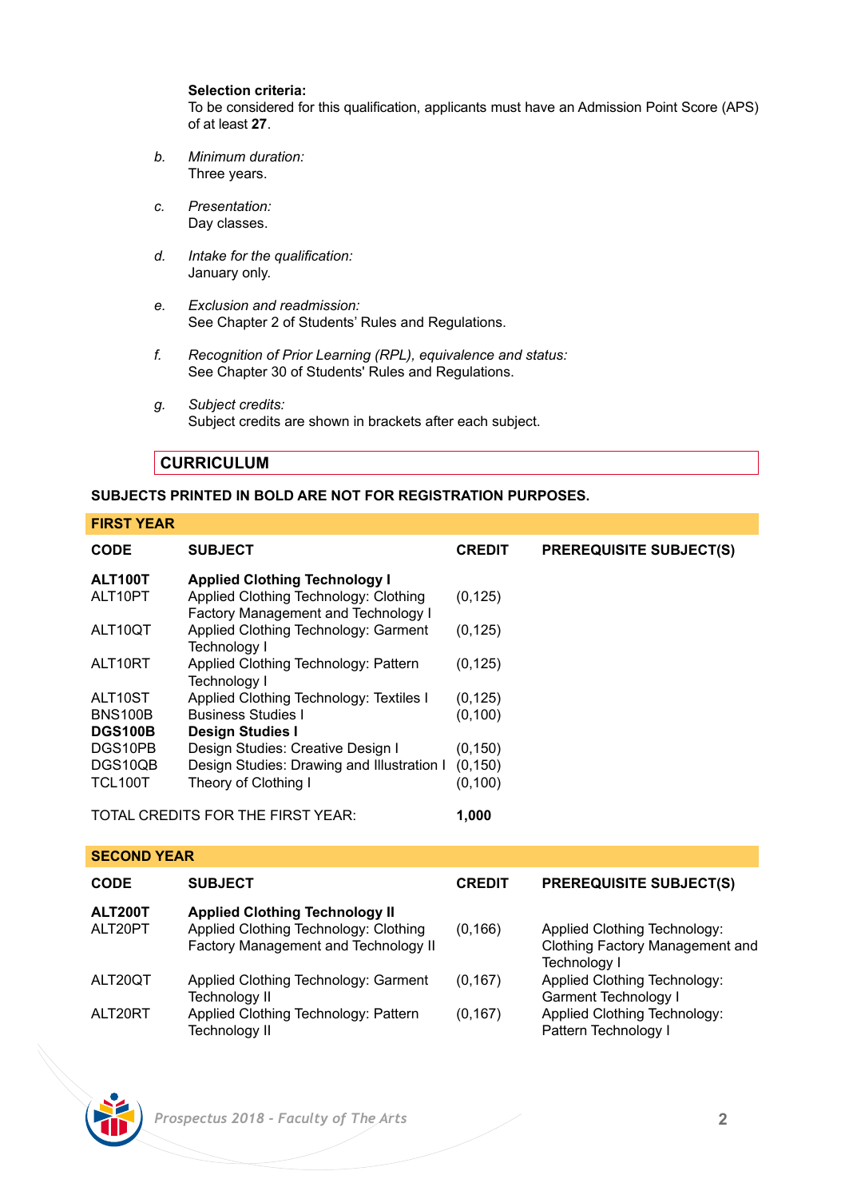**Selection criteria:**
To be considered for this qualification, applicants must have an Admission Point Score (APS) of at least **27**.

*b. Minimum duration:*
Three years.

*c. Presentation:*
Day classes.

*d. Intake for the qualification:*
January only.

*e. Exclusion and readmission:*
See Chapter 2 of Students' Rules and Regulations.

*f. Recognition of Prior Learning (RPL), equivalence and status:*
See Chapter 30 of Students' Rules and Regulations.

*g. Subject credits:*
Subject credits are shown in brackets after each subject.

## CURRICULUM

**SUBJECTS PRINTED IN BOLD ARE NOT FOR REGISTRATION PURPOSES.**

### FIRST YEAR

| CODE | SUBJECT | CREDIT | PREREQUISITE SUBJECT(S) |
|---|---|---|---|
| **ALT100T** | **Applied Clothing Technology I** | | |
| ALT10PT | Applied Clothing Technology: Clothing Factory Management and Technology I | (0,125) | |
| ALT10QT | Applied Clothing Technology: Garment Technology I | (0,125) | |
| ALT10RT | Applied Clothing Technology: Pattern Technology I | (0,125) | |
| ALT10ST | Applied Clothing Technology: Textiles I | (0,125) | |
| BNS100B | Business Studies I | (0,100) | |
| **DGS100B** | **Design Studies I** | | |
| DGS10PB | Design Studies: Creative Design I | (0,150) | |
| DGS10QB | Design Studies: Drawing and Illustration I | (0,150) | |
| TCL100T | Theory of Clothing I | (0,100) | |
| TOTAL CREDITS FOR THE FIRST YEAR: | | **1,000** | |

### SECOND YEAR

| CODE | SUBJECT | CREDIT | PREREQUISITE SUBJECT(S) |
|---|---|---|---|
| **ALT200T** | **Applied Clothing Technology II** | | |
| ALT20PT | Applied Clothing Technology: Clothing Factory Management and Technology II | (0,166) | Applied Clothing Technology: Clothing Factory Management and Technology I |
| ALT20QT | Applied Clothing Technology: Garment Technology II | (0,167) | Applied Clothing Technology: Garment Technology I |
| ALT20RT | Applied Clothing Technology: Pattern Technology II | (0,167) | Applied Clothing Technology: Pattern Technology I |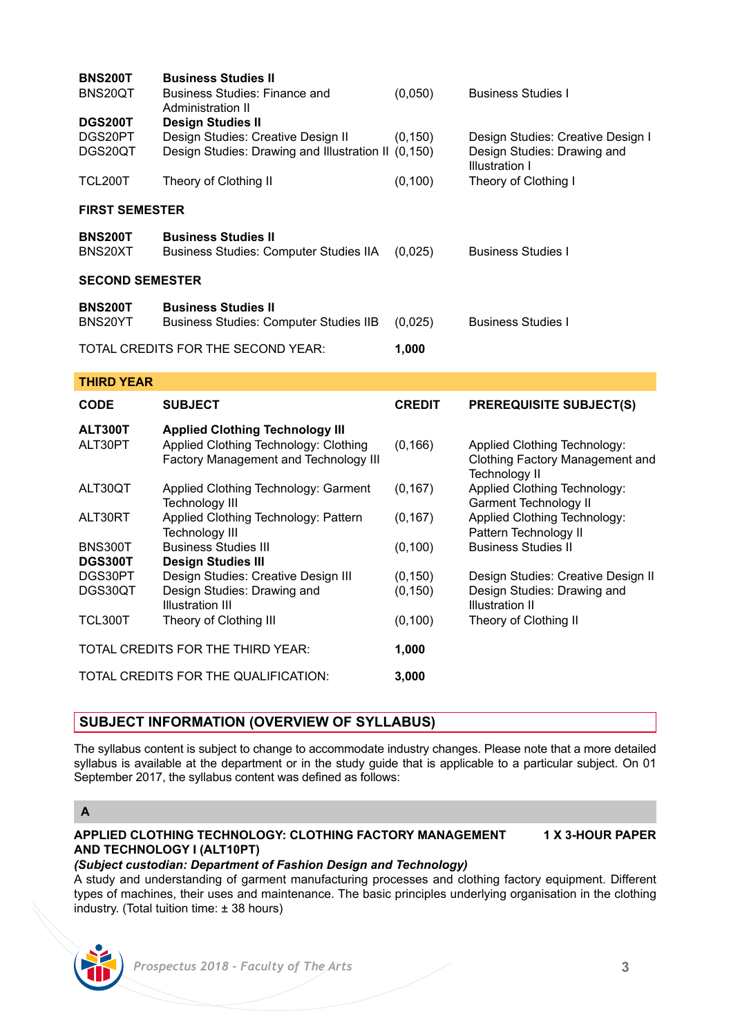| | | | |
|---|---|---|---|
| **BNS200T** | **Business Studies II** | | |
| BNS20QT | Business Studies: Finance and Administration II | (0,050) | Business Studies I |
| **DGS200T** | **Design Studies II** | | |
| DGS20PT | Design Studies: Creative Design II | (0,150) | Design Studies: Creative Design I |
| DGS20QT | Design Studies: Drawing and Illustration II | (0,150) | Design Studies: Drawing and Illustration I |
| TCL200T | Theory of Clothing II | (0,100) | Theory of Clothing I |

**FIRST SEMESTER**

| | | | |
|---|---|---|---|
| **BNS200T** | **Business Studies II** | | |
| BNS20XT | Business Studies: Computer Studies IIA | (0,025) | Business Studies I |

**SECOND SEMESTER**

| | | | |
|---|---|---|---|
| **BNS200T** | **Business Studies II** | | |
| BNS20YT | Business Studies: Computer Studies IIB | (0,025) | Business Studies I |

TOTAL CREDITS FOR THE SECOND YEAR: **1,000**

## THIRD YEAR

| CODE | SUBJECT | CREDIT | PREREQUISITE SUBJECT(S) |
|---|---|---|---|
| **ALT300T** | **Applied Clothing Technology III** | | |
| ALT30PT | Applied Clothing Technology: Clothing Factory Management and Technology III | (0,166) | Applied Clothing Technology: Clothing Factory Management and Technology II |
| ALT30QT | Applied Clothing Technology: Garment Technology III | (0,167) | Applied Clothing Technology: Garment Technology II |
| ALT30RT | Applied Clothing Technology: Pattern Technology III | (0,167) | Applied Clothing Technology: Pattern Technology II |
| BNS300T | Business Studies III | (0,100) | Business Studies II |
| **DGS300T** | **Design Studies III** | | |
| DGS30PT | Design Studies: Creative Design III | (0,150) | Design Studies: Creative Design II |
| DGS30QT | Design Studies: Drawing and Illustration III | (0,150) | Design Studies: Drawing and Illustration II |
| TCL300T | Theory of Clothing III | (0,100) | Theory of Clothing II |

TOTAL CREDITS FOR THE THIRD YEAR: **1,000**

TOTAL CREDITS FOR THE QUALIFICATION: **3,000**

## SUBJECT INFORMATION (OVERVIEW OF SYLLABUS)

The syllabus content is subject to change to accommodate industry changes. Please note that a more detailed syllabus is available at the department or in the study guide that is applicable to a particular subject. On 01 September 2017, the syllabus content was defined as follows:

### A

**APPLIED CLOTHING TECHNOLOGY: CLOTHING FACTORY MANAGEMENT AND TECHNOLOGY I (ALT10PT)** — **1 X 3-HOUR PAPER**

***(Subject custodian: Department of Fashion Design and Technology)***

A study and understanding of garment manufacturing processes and clothing factory equipment. Different types of machines, their uses and maintenance. The basic principles underlying organisation in the clothing industry. (Total tuition time: ± 38 hours)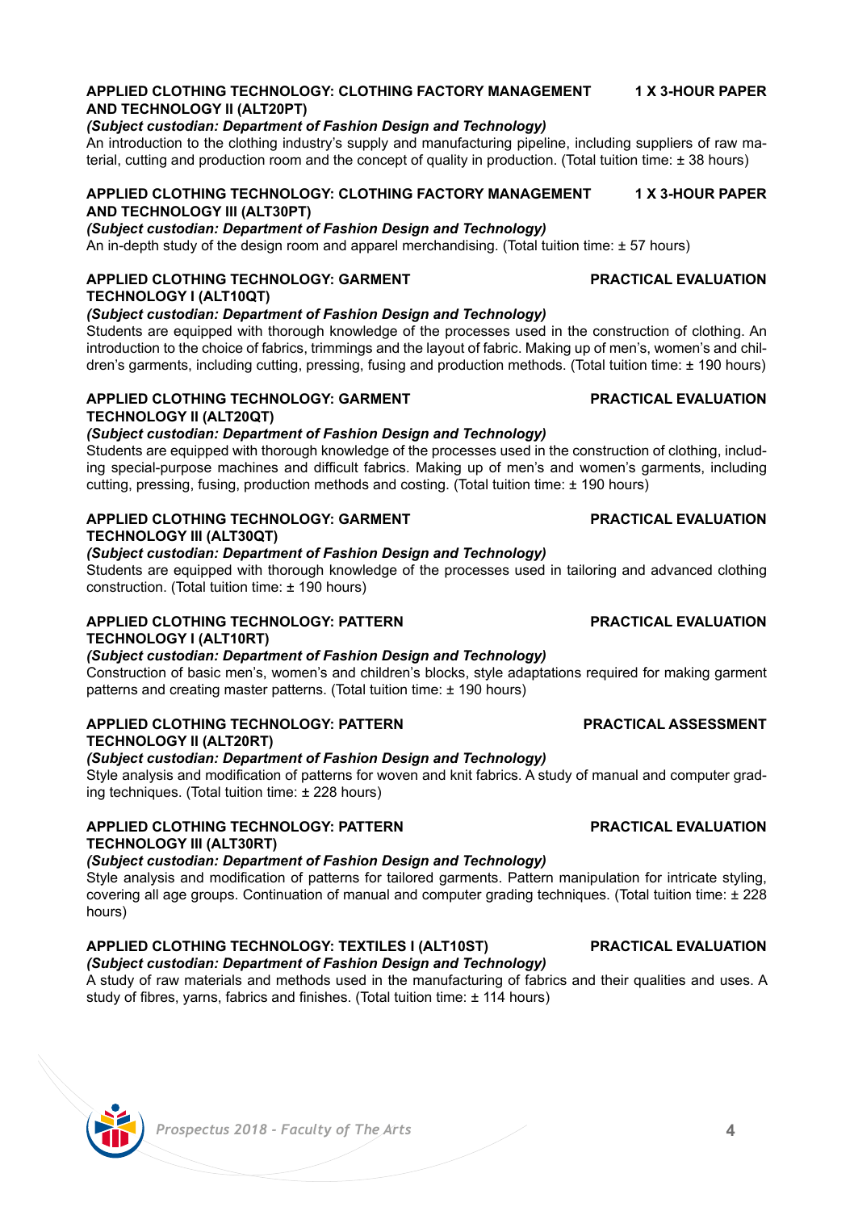**APPLIED CLOTHING TECHNOLOGY: CLOTHING FACTORY MANAGEMENT AND TECHNOLOGY II (ALT20PT)** — **1 X 3-HOUR PAPER**

***(Subject custodian: Department of Fashion Design and Technology)***

An introduction to the clothing industry's supply and manufacturing pipeline, including suppliers of raw material, cutting and production room and the concept of quality in production. (Total tuition time: ± 38 hours)

**APPLIED CLOTHING TECHNOLOGY: CLOTHING FACTORY MANAGEMENT AND TECHNOLOGY III (ALT30PT)** — **1 X 3-HOUR PAPER**

***(Subject custodian: Department of Fashion Design and Technology)***

An in-depth study of the design room and apparel merchandising. (Total tuition time: ± 57 hours)

**APPLIED CLOTHING TECHNOLOGY: GARMENT TECHNOLOGY I (ALT10QT)** — **PRACTICAL EVALUATION**

***(Subject custodian: Department of Fashion Design and Technology)***

Students are equipped with thorough knowledge of the processes used in the construction of clothing. An introduction to the choice of fabrics, trimmings and the layout of fabric. Making up of men's, women's and children's garments, including cutting, pressing, fusing and production methods. (Total tuition time: ± 190 hours)

**APPLIED CLOTHING TECHNOLOGY: GARMENT TECHNOLOGY II (ALT20QT)** — **PRACTICAL EVALUATION**

***(Subject custodian: Department of Fashion Design and Technology)***

Students are equipped with thorough knowledge of the processes used in the construction of clothing, including special-purpose machines and difficult fabrics. Making up of men's and women's garments, including cutting, pressing, fusing, production methods and costing. (Total tuition time: ± 190 hours)

**APPLIED CLOTHING TECHNOLOGY: GARMENT TECHNOLOGY III (ALT30QT)** — **PRACTICAL EVALUATION**

***(Subject custodian: Department of Fashion Design and Technology)***

Students are equipped with thorough knowledge of the processes used in tailoring and advanced clothing construction. (Total tuition time: ± 190 hours)

**APPLIED CLOTHING TECHNOLOGY: PATTERN TECHNOLOGY I (ALT10RT)** — **PRACTICAL EVALUATION**

***(Subject custodian: Department of Fashion Design and Technology)***

Construction of basic men's, women's and children's blocks, style adaptations required for making garment patterns and creating master patterns. (Total tuition time: ± 190 hours)

**APPLIED CLOTHING TECHNOLOGY: PATTERN TECHNOLOGY II (ALT20RT)** — **PRACTICAL ASSESSMENT**

***(Subject custodian: Department of Fashion Design and Technology)***

Style analysis and modification of patterns for woven and knit fabrics. A study of manual and computer grading techniques. (Total tuition time: ± 228 hours)

**APPLIED CLOTHING TECHNOLOGY: PATTERN TECHNOLOGY III (ALT30RT)** — **PRACTICAL EVALUATION**

***(Subject custodian: Department of Fashion Design and Technology)***

Style analysis and modification of patterns for tailored garments. Pattern manipulation for intricate styling, covering all age groups. Continuation of manual and computer grading techniques. (Total tuition time: ± 228 hours)

**APPLIED CLOTHING TECHNOLOGY: TEXTILES I (ALT10ST)** — **PRACTICAL EVALUATION**

***(Subject custodian: Department of Fashion Design and Technology)***

A study of raw materials and methods used in the manufacturing of fabrics and their qualities and uses. A study of fibres, yarns, fabrics and finishes. (Total tuition time: ± 114 hours)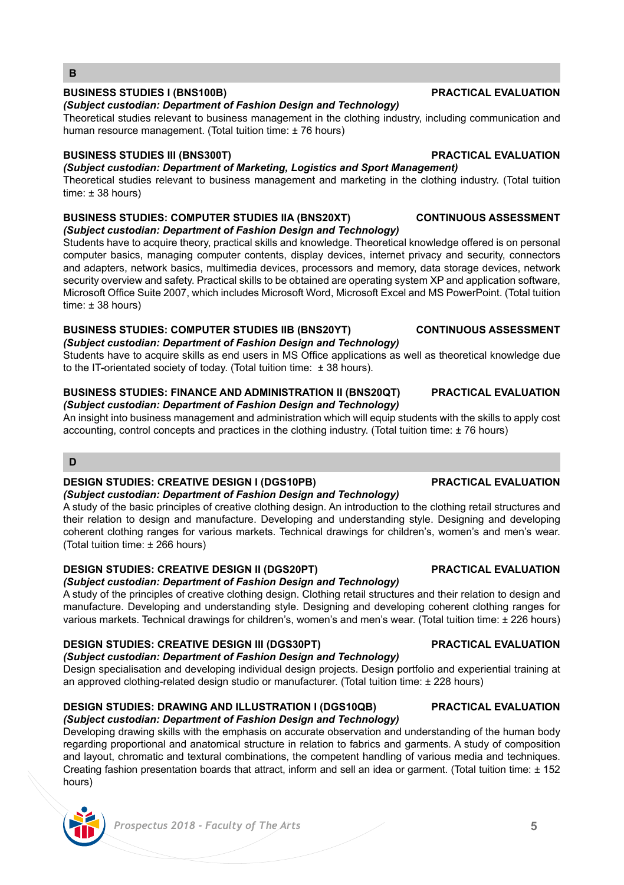## B

**BUSINESS STUDIES I (BNS100B)** **PRACTICAL EVALUATION**
*(Subject custodian: Department of Fashion Design and Technology)*
Theoretical studies relevant to business management in the clothing industry, including communication and human resource management. (Total tuition time: ± 76 hours)

**BUSINESS STUDIES III (BNS300T)** **PRACTICAL EVALUATION**
*(Subject custodian: Department of Marketing, Logistics and Sport Management)*
Theoretical studies relevant to business management and marketing in the clothing industry. (Total tuition time: ± 38 hours)

**BUSINESS STUDIES: COMPUTER STUDIES IIA (BNS20XT)** **CONTINUOUS ASSESSMENT**
*(Subject custodian: Department of Fashion Design and Technology)*
Students have to acquire theory, practical skills and knowledge. Theoretical knowledge offered is on personal computer basics, managing computer contents, display devices, internet privacy and security, connectors and adapters, network basics, multimedia devices, processors and memory, data storage devices, network security overview and safety. Practical skills to be obtained are operating system XP and application software, Microsoft Office Suite 2007, which includes Microsoft Word, Microsoft Excel and MS PowerPoint. (Total tuition time: ± 38 hours)

**BUSINESS STUDIES: COMPUTER STUDIES IIB (BNS20YT)** **CONTINUOUS ASSESSMENT**
*(Subject custodian: Department of Fashion Design and Technology)*
Students have to acquire skills as end users in MS Office applications as well as theoretical knowledge due to the IT-orientated society of today. (Total tuition time: ± 38 hours).

**BUSINESS STUDIES: FINANCE AND ADMINISTRATION II (BNS20QT)** **PRACTICAL EVALUATION**
*(Subject custodian: Department of Fashion Design and Technology)*
An insight into business management and administration which will equip students with the skills to apply cost accounting, control concepts and practices in the clothing industry. (Total tuition time: ± 76 hours)

## D

**DESIGN STUDIES: CREATIVE DESIGN I (DGS10PB)** **PRACTICAL EVALUATION**
*(Subject custodian: Department of Fashion Design and Technology)*
A study of the basic principles of creative clothing design. An introduction to the clothing retail structures and their relation to design and manufacture. Developing and understanding style. Designing and developing coherent clothing ranges for various markets. Technical drawings for children's, women's and men's wear. (Total tuition time: ± 266 hours)

**DESIGN STUDIES: CREATIVE DESIGN II (DGS20PT)** **PRACTICAL EVALUATION**
*(Subject custodian: Department of Fashion Design and Technology)*
A study of the principles of creative clothing design. Clothing retail structures and their relation to design and manufacture. Developing and understanding style. Designing and developing coherent clothing ranges for various markets. Technical drawings for children's, women's and men's wear. (Total tuition time: ± 226 hours)

**DESIGN STUDIES: CREATIVE DESIGN III (DGS30PT)** **PRACTICAL EVALUATION**
*(Subject custodian: Department of Fashion Design and Technology)*
Design specialisation and developing individual design projects. Design portfolio and experiential training at an approved clothing-related design studio or manufacturer. (Total tuition time: ± 228 hours)

**DESIGN STUDIES: DRAWING AND ILLUSTRATION I (DGS10QB)** **PRACTICAL EVALUATION**
*(Subject custodian: Department of Fashion Design and Technology)*
Developing drawing skills with the emphasis on accurate observation and understanding of the human body regarding proportional and anatomical structure in relation to fabrics and garments. A study of composition and layout, chromatic and textural combinations, the competent handling of various media and techniques. Creating fashion presentation boards that attract, inform and sell an idea or garment. (Total tuition time: ± 152 hours)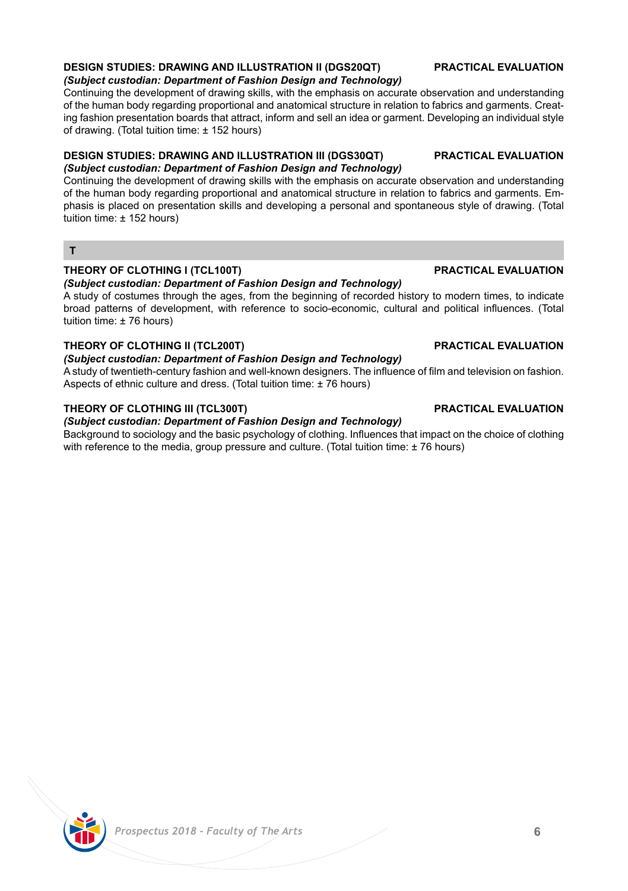**DESIGN STUDIES: DRAWING AND ILLUSTRATION II (DGS20QT)** **PRACTICAL EVALUATION**
***(Subject custodian: Department of Fashion Design and Technology)***
Continuing the development of drawing skills, with the emphasis on accurate observation and understanding of the human body regarding proportional and anatomical structure in relation to fabrics and garments. Creating fashion presentation boards that attract, inform and sell an idea or garment. Developing an individual style of drawing. (Total tuition time: ± 152 hours)

**DESIGN STUDIES: DRAWING AND ILLUSTRATION III (DGS30QT)** **PRACTICAL EVALUATION**
***(Subject custodian: Department of Fashion Design and Technology)***
Continuing the development of drawing skills with the emphasis on accurate observation and understanding of the human body regarding proportional and anatomical structure in relation to fabrics and garments. Emphasis is placed on presentation skills and developing a personal and spontaneous style of drawing. (Total tuition time: ± 152 hours)

## T

**THEORY OF CLOTHING I (TCL100T)** **PRACTICAL EVALUATION**
***(Subject custodian: Department of Fashion Design and Technology)***
A study of costumes through the ages, from the beginning of recorded history to modern times, to indicate broad patterns of development, with reference to socio-economic, cultural and political influences. (Total tuition time: ± 76 hours)

**THEORY OF CLOTHING II (TCL200T)** **PRACTICAL EVALUATION**
***(Subject custodian: Department of Fashion Design and Technology)***
A study of twentieth-century fashion and well-known designers. The influence of film and television on fashion. Aspects of ethnic culture and dress. (Total tuition time: ± 76 hours)

**THEORY OF CLOTHING III (TCL300T)** **PRACTICAL EVALUATION**
***(Subject custodian: Department of Fashion Design and Technology)***
Background to sociology and the basic psychology of clothing. Influences that impact on the choice of clothing with reference to the media, group pressure and culture. (Total tuition time: ± 76 hours)